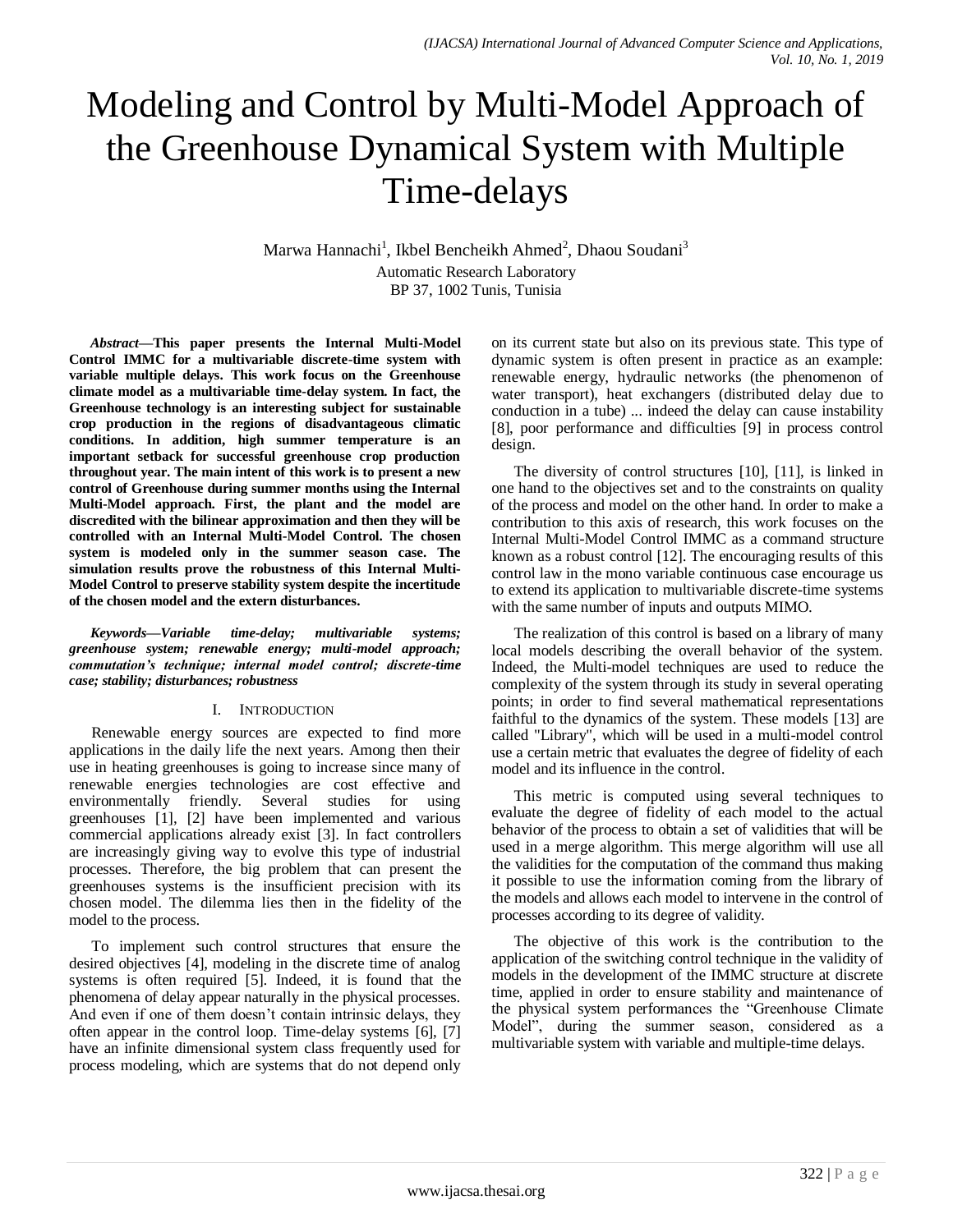# Modeling and Control by Multi-Model Approach of the Greenhouse Dynamical System with Multiple Time-delays

Marwa Hannachi[1], Ikbel Bencheikh Ahmed[2], Dhaou Soudani[3]

Automatic Research Laboratory
BP 37, 1002 Tunis, Tunisia

***Abstract*—This paper presents the Internal Multi-Model Control IMMC for a multivariable discrete-time system with variable multiple delays. This work focus on the Greenhouse climate model as a multivariable time-delay system. In fact, the Greenhouse technology is an interesting subject for sustainable crop production in the regions of disadvantageous climatic conditions. In addition, high summer temperature is an important setback for successful greenhouse crop production throughout year. The main intent of this work is to present a new control of Greenhouse during summer months using the Internal Multi-Model approach. First, the plant and the model are discredited with the bilinear approximation and then they will be controlled with an Internal Multi-Model Control. The chosen system is modeled only in the summer season case. The simulation results prove the robustness of this Internal Multi-Model Control to preserve stability system despite the incertitude of the chosen model and the extern disturbances.**

***Keywords*—Variable time-delay; multivariable systems; greenhouse system; renewable energy; multi-model approach; commutation's technique; internal model control; discrete-time case; stability; disturbances; robustness**

## I. Introduction

Renewable energy sources are expected to find more applications in the daily life the next years. Among then their use in heating greenhouses is going to increase since many of renewable energies technologies are cost effective and environmentally friendly. Several studies for using greenhouses [1], [2] have been implemented and various commercial applications already exist [3]. In fact controllers are increasingly giving way to evolve this type of industrial processes. Therefore, the big problem that can present the greenhouses systems is the insufficient precision with its chosen model. The dilemma lies then in the fidelity of the model to the process.

To implement such control structures that ensure the desired objectives [4], modeling in the discrete time of analog systems is often required [5]. Indeed, it is found that the phenomena of delay appear naturally in the physical processes. And even if one of them doesn't contain intrinsic delays, they often appear in the control loop. Time-delay systems [6], [7] have an infinite dimensional system class frequently used for process modeling, which are systems that do not depend only on its current state but also on its previous state. This type of dynamic system is often present in practice as an example: renewable energy, hydraulic networks (the phenomenon of water transport), heat exchangers (distributed delay due to conduction in a tube) ... indeed the delay can cause instability [8], poor performance and difficulties [9] in process control design.

The diversity of control structures [10], [11], is linked in one hand to the objectives set and to the constraints on quality of the process and model on the other hand. In order to make a contribution to this axis of research, this work focuses on the Internal Multi-Model Control IMMC as a command structure known as a robust control [12]. The encouraging results of this control law in the mono variable continuous case encourage us to extend its application to multivariable discrete-time systems with the same number of inputs and outputs MIMO.

The realization of this control is based on a library of many local models describing the overall behavior of the system. Indeed, the Multi-model techniques are used to reduce the complexity of the system through its study in several operating points; in order to find several mathematical representations faithful to the dynamics of the system. These models [13] are called "Library", which will be used in a multi-model control use a certain metric that evaluates the degree of fidelity of each model and its influence in the control.

This metric is computed using several techniques to evaluate the degree of fidelity of each model to the actual behavior of the process to obtain a set of validities that will be used in a merge algorithm. This merge algorithm will use all the validities for the computation of the command thus making it possible to use the information coming from the library of the models and allows each model to intervene in the control of processes according to its degree of validity.

The objective of this work is the contribution to the application of the switching control technique in the validity of models in the development of the IMMC structure at discrete time, applied in order to ensure stability and maintenance of the physical system performances the "Greenhouse Climate Model", during the summer season, considered as a multivariable system with variable and multiple-time delays.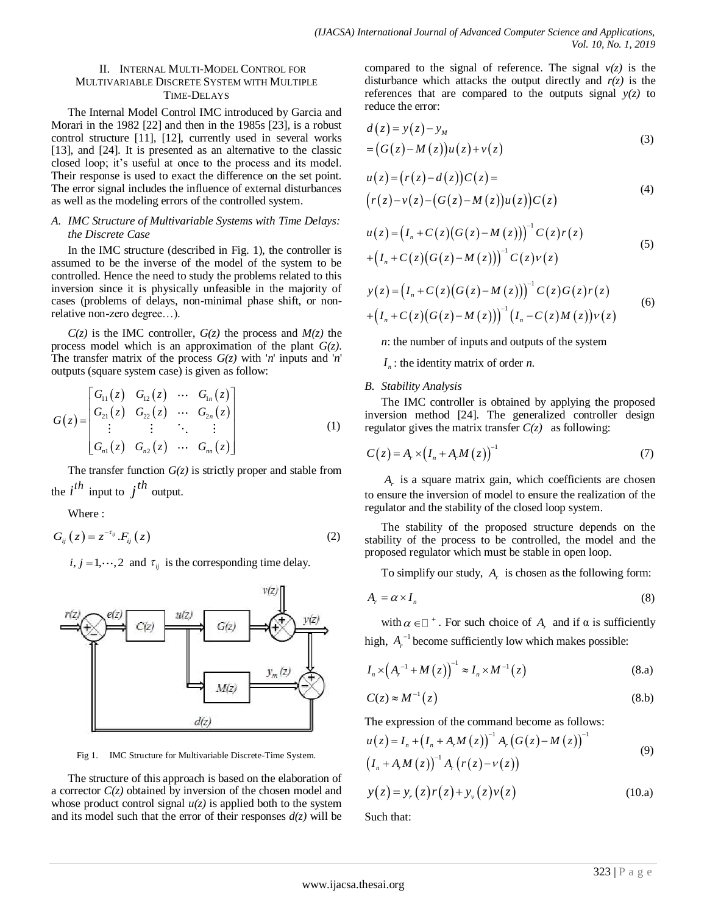## II. Internal Multi-Model Control for Multivariable Discrete System with Multiple Time-Delays

The Internal Model Control IMC introduced by Garcia and Morari in the 1982 [22] and then in the 1985s [23], is a robust control structure [11], [12], currently used in several works [13], and [24]. It is presented as an alternative to the classic closed loop; it's useful at once to the process and its model. Their response is used to exact the difference on the set point. The error signal includes the influence of external disturbances as well as the modeling errors of the controlled system.

### A. IMC Structure of Multivariable Systems with Time Delays: the Discrete Case

In the IMC structure (described in Fig. 1), the controller is assumed to be the inverse of the model of the system to be controlled. Hence the need to study the problems related to this inversion since it is physically unfeasible in the majority of cases (problems of delays, non-minimal phase shift, or non-relative non-zero degree…).

*C(z)* is the IMC controller, *G(z)* the process and *M(z)* the process model which is an approximation of the plant *G(z)*. The transfer matrix of the process *G(z)* with '*n*' inputs and '*n*' outputs (square system case) is given as follow:

$$G(z)=\begin{bmatrix} G_{11}(z) & G_{12}(z) & \cdots & G_{1n}(z) \\ G_{21}(z) & G_{22}(z) & \cdots & G_{2n}(z) \\ \vdots & \vdots & \ddots & \vdots \\ G_{n1}(z) & G_{n2}(z) & \cdots & G_{nn}(z) \end{bmatrix} \tag{1}$$

The transfer function *G(z)* is strictly proper and stable from the $i^{th}$ input to $j^{th}$ output.

Where :

$$G_{ij}(z)=z^{-\tau_{ij}}.F_{ij}(z) \tag{2}$$

$i,j=1,\cdots,2$ and $\tau_{ij}$ is the corresponding time delay.

Fig 1. IMC Structure for Multivariable Discrete-Time System.

The structure of this approach is based on the elaboration of a corrector *C(z)* obtained by inversion of the chosen model and whose product control signal *u(z)* is applied both to the system and its model such that the error of their responses *d(z)* will be compared to the signal of reference. The signal *v(z)* is the disturbance which attacks the output directly and *r(z)* is the references that are compared to the outputs signal *y(z)* to reduce the error:

$$\begin{aligned} d(z) &= y(z)-y_M \\ &= \left(G(z)-M(z)\right)u(z)+v(z) \end{aligned} \tag{3}$$

$$\begin{aligned} &u(z)=\left(r(z)-d(z)\right)C(z)= \\ &\left(r(z)-v(z)-\left(G(z)-M(z)\right)u(z)\right)C(z) \end{aligned} \tag{4}$$

$$\begin{aligned} u(z) &= \left(I_n+C(z)\left(G(z)-M(z)\right)\right)^{-1}C(z)r(z) \\ &+\left(I_n+C(z)\left(G(z)-M(z)\right)\right)^{-1}C(z)v(z) \end{aligned} \tag{5}$$

$$\begin{aligned} y(z) &= \left(I_n+C(z)\left(G(z)-M(z)\right)\right)^{-1}C(z)G(z)r(z) \\ &+\left(I_n+C(z)\left(G(z)-M(z)\right)\right)^{-1}\left(I_n-C(z)M(z)\right)v(z) \end{aligned} \tag{6}$$

*n*: the number of inputs and outputs of the system

$I_n$ : the identity matrix of order *n*.

### B. Stability Analysis

The IMC controller is obtained by applying the proposed inversion method [24]. The generalized controller design regulator gives the matrix transfer *C(z)* as following:

$$C(z)=A_r\times\left(I_n+A_rM(z)\right)^{-1} \tag{7}$$

$A_r$ is a square matrix gain, which coefficients are chosen to ensure the inversion of model to ensure the realization of the regulator and the stability of the closed loop system.

The stability of the proposed structure depends on the stability of the process to be controlled, the model and the proposed regulator which must be stable in open loop.

To simplify our study, $A_r$ is chosen as the following form:

$$A_r=\alpha\times I_n \tag{8}$$

with $\alpha\in\mathbb{R}^+$. For such choice of $A_r$ and if α is sufficiently high, $A_r^{-1}$ become sufficiently low which makes possible:

$$I_n\times\left(A_r^{-1}+M(z)\right)^{-1}\approx I_n\times M^{-1}(z) \tag{8.a}$$

$$C(z)\approx M^{-1}(z) \tag{8.b}$$

The expression of the command become as follows:

$$\begin{aligned} &u(z)=I_n+\left(I_n+A_rM(z)\right)^{-1}A_r\left(G(z)-M(z)\right)^{-1} \\ &\left(I_n+A_rM(z)\right)^{-1}A_r\left(r(z)-v(z)\right) \end{aligned} \tag{9}$$

$$y(z)=y_r(z)r(z)+y_v(z)v(z) \tag{10.a}$$

Such that: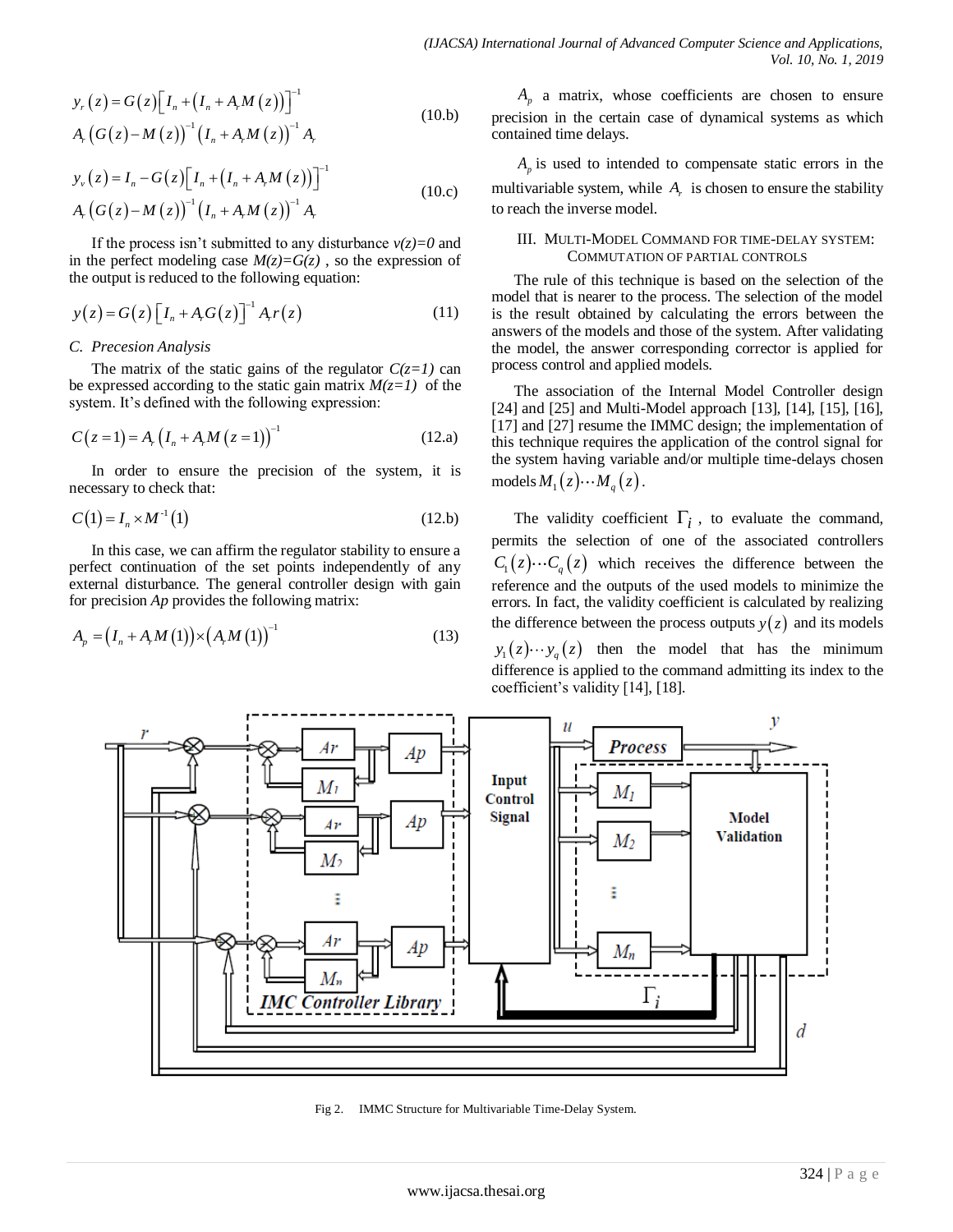$$y_r(z) = G(z)\left[I_n + \left(I_n + A_r M(z)\right)\right]^{-1}$$
$$A_r\left(G(z) - M(z)\right)^{-1}\left(I_n + A_r M(z)\right)^{-1} A_r \tag{10.b}$$

$$y_v(z) = I_n - G(z)\left[I_n + \left(I_n + A_r M(z)\right)\right]^{-1}$$
$$A_r\left(G(z) - M(z)\right)^{-1}\left(I_n + A_r M(z)\right)^{-1} A_r \tag{10.c}$$

If the process isn't submitted to any disturbance $v(z)=0$ and in the perfect modeling case $M(z)=G(z)$ , so the expression of the output is reduced to the following equation:

$$y(z) = G(z)\left[I_n + A_r G(z)\right]^{-1} A_r r(z) \tag{11}$$

### C. Precesion Analysis

The matrix of the static gains of the regulator $C(z=1)$ can be expressed according to the static gain matrix $M(z=1)$ of the system. It's defined with the following expression:

$$C(z=1) = A_r\left(I_n + A_r M(z=1)\right)^{-1} \tag{12.a}$$

In order to ensure the precision of the system, it is necessary to check that:

$$C(1) = I_n \times M^{-1}(1) \tag{12.b}$$

In this case, we can affirm the regulator stability to ensure a perfect continuation of the set points independently of any external disturbance. The general controller design with gain for precision *Ap* provides the following matrix:

$$A_p = \left(I_n + A_r M(1)\right) \times \left(A_r M(1)\right)^{-1} \tag{13}$$

$A_p$ a matrix, whose coefficients are chosen to ensure precision in the certain case of dynamical systems as which contained time delays.

$A_p$ is used to intended to compensate static errors in the multivariable system, while $A_r$ is chosen to ensure the stability to reach the inverse model.

## III. Multi-Model Command for Time-Delay System: Commutation of Partial Controls

The rule of this technique is based on the selection of the model that is nearer to the process. The selection of the model is the result obtained by calculating the errors between the answers of the models and those of the system. After validating the model, the answer corresponding corrector is applied for process control and applied models.

The association of the Internal Model Controller design [24] and [25] and Multi-Model approach [13], [14], [15], [16], [17] and [27] resume the IMMC design; the implementation of this technique requires the application of the control signal for the system having variable and/or multiple time-delays chosen models $M_1(z) \cdots M_q(z)$.

The validity coefficient $\Gamma_i$ , to evaluate the command, permits the selection of one of the associated controllers $C_1(z) \cdots C_q(z)$ which receives the difference between the reference and the outputs of the used models to minimize the errors. In fact, the validity coefficient is calculated by realizing the difference between the process outputs $y(z)$ and its models $y_1(z) \cdots y_q(z)$ then the model that has the minimum difference is applied to the command admitting its index to the coefficient's validity [14], [18].

Fig 2. IMMC Structure for Multivariable Time-Delay System.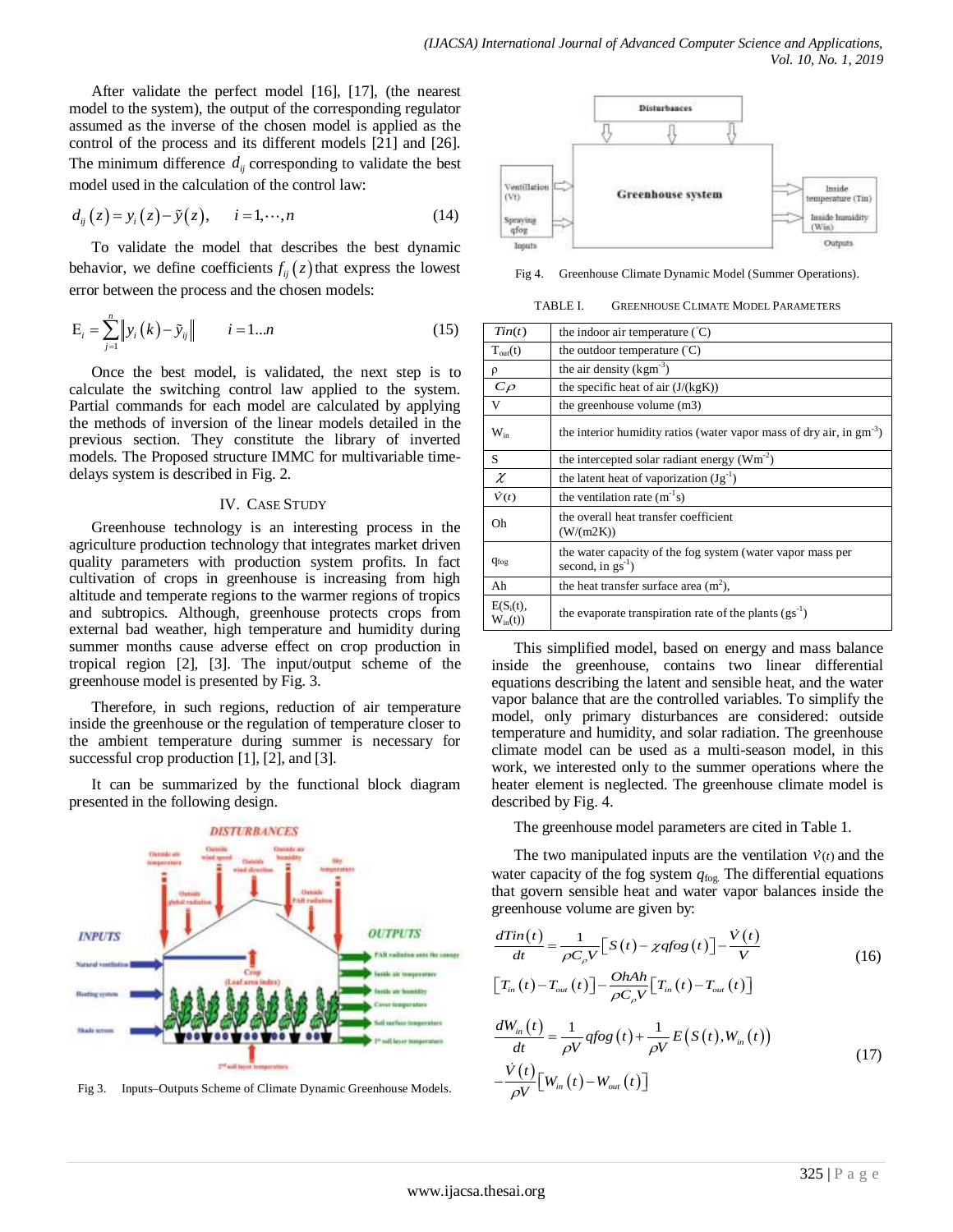After validate the perfect model [16], [17], (the nearest model to the system), the output of the corresponding regulator assumed as the inverse of the chosen model is applied as the control of the process and its different models [21] and [26]. The minimum difference $d_{ij}$ corresponding to validate the best model used in the calculation of the control law:

$$d_{ij}(z) = y_i(z) - \tilde{y}(z), \quad i = 1, \cdots, n \tag{14}$$

To validate the model that describes the best dynamic behavior, we define coefficients $f_{ij}(z)$ that express the lowest error between the process and the chosen models:

$$\mathrm{E}_i = \sum_{j=1}^{n} \left\| y_i(k) - \tilde{y}_{ij} \right\| \qquad i = 1 \ldots n \tag{15}$$

Once the best model, is validated, the next step is to calculate the switching control law applied to the system. Partial commands for each model are calculated by applying the methods of inversion of the linear models detailed in the previous section. They constitute the library of inverted models. The Proposed structure IMMC for multivariable time-delays system is described in Fig. 2.

## IV. Case Study

Greenhouse technology is an interesting process in the agriculture production technology that integrates market driven quality parameters with production system profits. In fact cultivation of crops in greenhouse is increasing from high altitude and temperate regions to the warmer regions of tropics and subtropics. Although, greenhouse protects crops from external bad weather, high temperature and humidity during summer months cause adverse effect on crop production in tropical region [2], [3]. The input/output scheme of the greenhouse model is presented by Fig. 3.

Therefore, in such regions, reduction of air temperature inside the greenhouse or the regulation of temperature closer to the ambient temperature during summer is necessary for successful crop production [1], [2], and [3].

It can be summarized by the functional block diagram presented in the following design.

Fig 3. Inputs–Outputs Scheme of Climate Dynamic Greenhouse Models.

Fig 4. Greenhouse Climate Dynamic Model (Summer Operations).

TABLE I. Greenhouse Climate Model Parameters

| | |
|---|---|
| $Tin(t)$ | the indoor air temperature (°C) |
| $T_{out}(t)$ | the outdoor temperature (°C) |
| $\rho$ | the air density (kgm$^{-3}$) |
| $C\rho$ | the specific heat of air (J/(kgK)) |
| V | the greenhouse volume (m3) |
| $W_{in}$ | the interior humidity ratios (water vapor mass of dry air, in gm$^{-3}$) |
| S | the intercepted solar radiant energy (Wm$^{-2}$) |
| $\chi$ | the latent heat of vaporization (Jg$^{-1}$) |
| $\dot{V}(t)$ | the ventilation rate (m$^{-1}$s) |
| Oh | the overall heat transfer coefficient (W/(m2K)) |
| $q_{fog}$ | the water capacity of the fog system (water vapor mass per second, in gs$^{-1}$) |
| Ah | the heat transfer surface area (m$^2$), |
| $E(S_i(t), W_{in}(t))$ | the evaporate transpiration rate of the plants (gs$^{-1}$) |

This simplified model, based on energy and mass balance inside the greenhouse, contains two linear differential equations describing the latent and sensible heat, and the water vapor balance that are the controlled variables. To simplify the model, only primary disturbances are considered: outside temperature and humidity, and solar radiation. The greenhouse climate model can be used as a multi-season model, in this work, we interested only to the summer operations where the heater element is neglected. The greenhouse climate model is described by Fig. 4.

The greenhouse model parameters are cited in Table 1.

The two manipulated inputs are the ventilation $\dot{V}(t)$ and the water capacity of the fog system $q_{fog}$. The differential equations that govern sensible heat and water vapor balances inside the greenhouse volume are given by:

$$\frac{dTin(t)}{dt} = \frac{1}{\rho C_\rho V}\left[S(t) - \chi qfog(t)\right] - \frac{\dot{V}(t)}{V}\left[T_{in}(t) - T_{out}(t)\right] - \frac{OhAh}{\rho C_\rho V}\left[T_{in}(t) - T_{out}(t)\right] \tag{16}$$

$$\frac{dW_{in}(t)}{dt} = \frac{1}{\rho V} qfog(t) + \frac{1}{\rho V} E\left(S(t), W_{in}(t)\right) - \frac{\dot{V}(t)}{\rho V}\left[W_{in}(t) - W_{out}(t)\right] \tag{17}$$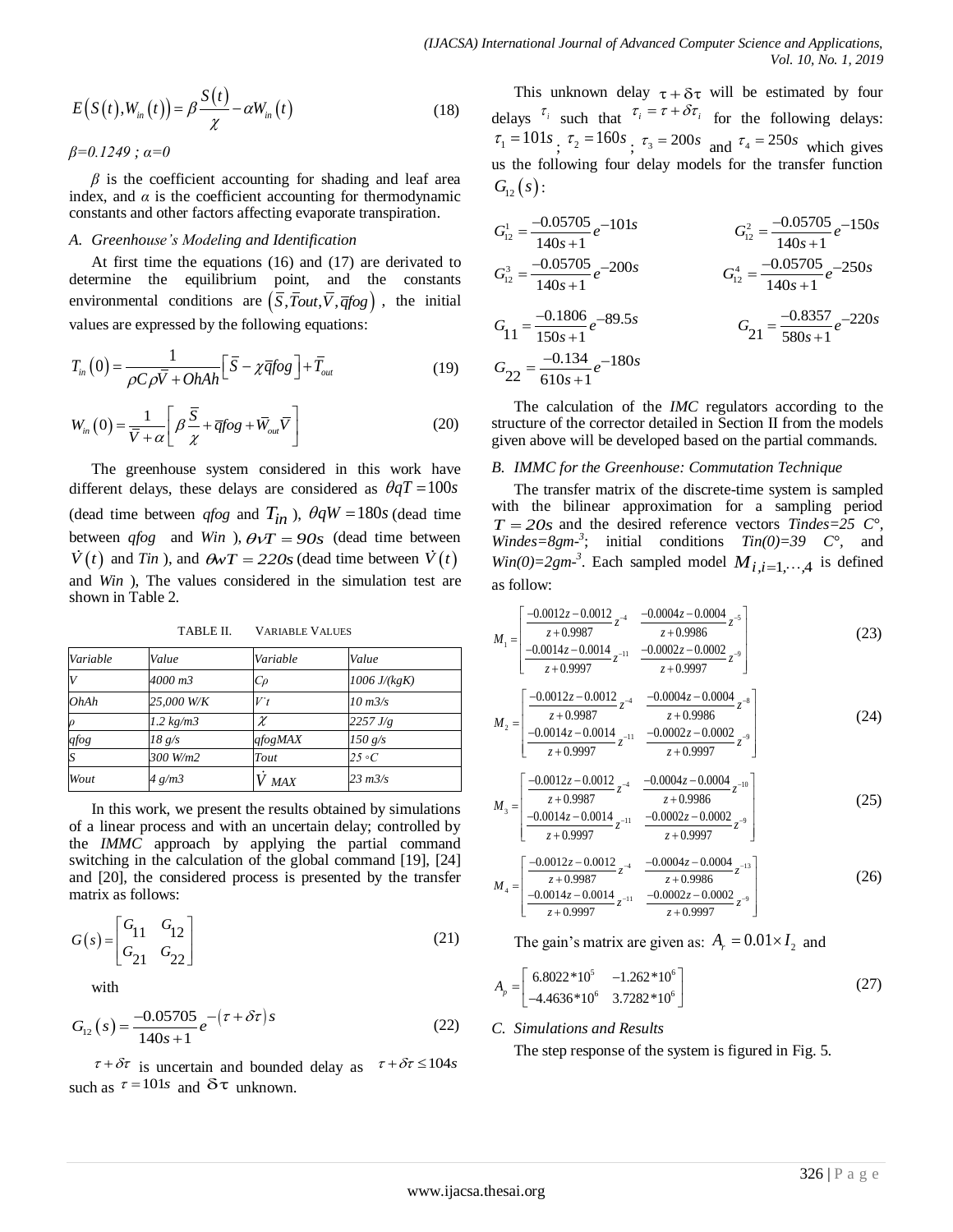$$E\left(S\left(t\right),W_{in}\left(t\right)\right)=\beta\frac{S\left(t\right)}{\chi}-\alpha W_{in}\left(t\right) \tag{18}$$

*β=0.1249 ; α=0*

*β* is the coefficient accounting for shading and leaf area index, and *α* is the coefficient accounting for thermodynamic constants and other factors affecting evaporate transpiration.

### A. Greenhouse's Modeling and Identification

At first time the equations (16) and (17) are derivated to determine the equilibrium point, and the constants environmental conditions are $\left(\bar{S},\bar{T}out,\bar{V},\bar{q}fog\right)$, the initial values are expressed by the following equations:

$$T_{in}\left(0\right)=\frac{1}{\rho C\rho\bar{V}+OhAh}\left[\bar{S}-\chi\bar{q}fog\right]+\bar{T}_{out} \tag{19}$$

$$W_{in}\left(0\right)=\frac{1}{\bar{V}+\alpha}\left[\beta\frac{\bar{S}}{\chi}+\bar{q}fog+\bar{W}_{out}\bar{V}\right] \tag{20}$$

The greenhouse system considered in this work have different delays, these delays are considered as $\theta qT=100s$ (dead time between *qfog* and $T_{in}$), $\theta qW=180s$ (dead time between *qfog* and *Win*), $\theta vT=90s$ (dead time between $\dot{V}\left(t\right)$ and *Tin*), and $\theta wT=220s$ (dead time between $\dot{V}\left(t\right)$ and *Win*), The values considered in the simulation test are shown in Table 2.

TABLE II. VARIABLE VALUES

| Variable | Value | Variable | Value |
|---|---|---|---|
| V | 4000 m3 | Cρ | 1006 J/(kgK) |
| OhAh | 25,000 W/K | V't | 10 m3/s |
| ρ | 1.2 kg/m3 | $\chi$ | 2257 J/g |
| qfog | 18 g/s | qfogMAX | 150 g/s |
| S | 300 W/m2 | Tout | 25 °C |
| Wout | 4 g/m3 | $\dot{V}_{MAX}$ | 23 m3/s |

In this work, we present the results obtained by simulations of a linear process and with an uncertain delay; controlled by the *IMMC* approach by applying the partial command switching in the calculation of the global command [19], [24] and [20], the considered process is presented by the transfer matrix as follows:

$$G\left(s\right)=\begin{bmatrix}G_{11} & G_{12}\\ G_{21} & G_{22}\end{bmatrix} \tag{21}$$

with

$$G_{12}\left(s\right)=\frac{-0.05705}{140s+1}e^{-\left(\tau+\delta\tau\right)s} \tag{22}$$

$\tau+\delta\tau$ is uncertain and bounded delay as $\tau+\delta\tau\leq104s$ such as $\tau=101s$ and $\delta\tau$ unknown.

This unknown delay $\tau+\delta\tau$ will be estimated by four delays $\tau_i$ such that $\tau_i=\tau+\delta\tau_i$ for the following delays: $\tau_1=101s$; $\tau_2=160s$; $\tau_3=200s$ and $\tau_4=250s$ which gives us the following four delay models for the transfer function $G_{12}\left(s\right)$:

$$G_{12}^{1}=\frac{-0.05705}{140s+1}e^{-101s} \qquad G_{12}^{2}=\frac{-0.05705}{140s+1}e^{-150s}$$

$$G_{12}^{3}=\frac{-0.05705}{140s+1}e^{-200s} \qquad G_{12}^{4}=\frac{-0.05705}{140s+1}e^{-250s}$$

$$G_{11}=\frac{-0.1806}{150s+1}e^{-89.5s} \qquad G_{21}=\frac{-0.8357}{580s+1}e^{-220s}$$

$$G_{22}=\frac{-0.134}{610s+1}e^{-180s}$$

The calculation of the *IMC* regulators according to the structure of the corrector detailed in Section II from the models given above will be developed based on the partial commands.

### B. IMMC for the Greenhouse: Commutation Technique

The transfer matrix of the discrete-time system is sampled with the bilinear approximation for a sampling period $T=20s$ and the desired reference vectors *Tindes=25 C°*, *Windes=8gm-³*; initial conditions *Tin(0)=39 C°*, and *Win(0)=2gm-³*. Each sampled model $M_{i,i=1,\cdots,4}$ is defined as follow:

$$M_1=\begin{bmatrix}\frac{-0.0012z-0.0012}{z+0.9987}z^{-4} & \frac{-0.0004z-0.0004}{z+0.9986}z^{-5}\\ \frac{-0.0014z-0.0014}{z+0.9997}z^{-11} & \frac{-0.0002z-0.0002}{z+0.9997}z^{-9}\end{bmatrix} \tag{23}$$

$$M_2=\begin{bmatrix}\frac{-0.0012z-0.0012}{z+0.9987}z^{-4} & \frac{-0.0004z-0.0004}{z+0.9986}z^{-8}\\ \frac{-0.0014z-0.0014}{z+0.9997}z^{-11} & \frac{-0.0002z-0.0002}{z+0.9997}z^{-9}\end{bmatrix} \tag{24}$$

$$M_3=\begin{bmatrix}\frac{-0.0012z-0.0012}{z+0.9987}z^{-4} & \frac{-0.0004z-0.0004}{z+0.9986}z^{-10}\\ \frac{-0.0014z-0.0014}{z+0.9997}z^{-11} & \frac{-0.0002z-0.0002}{z+0.9997}z^{-9}\end{bmatrix} \tag{25}$$

$$M_4=\begin{bmatrix}\frac{-0.0012z-0.0012}{z+0.9987}z^{-4} & \frac{-0.0004z-0.0004}{z+0.9986}z^{-13}\\ \frac{-0.0014z-0.0014}{z+0.9997}z^{-11} & \frac{-0.0002z-0.0002}{z+0.9997}z^{-9}\end{bmatrix} \tag{26}$$

The gain's matrix are given as: $A_r=0.01\times I_2$ and

$$A_p=\begin{bmatrix}6.8022*10^{5} & -1.262*10^{6}\\ -4.4636*10^{6} & 3.7282*10^{6}\end{bmatrix} \tag{27}$$

### C. Simulations and Results

The step response of the system is figured in Fig. 5.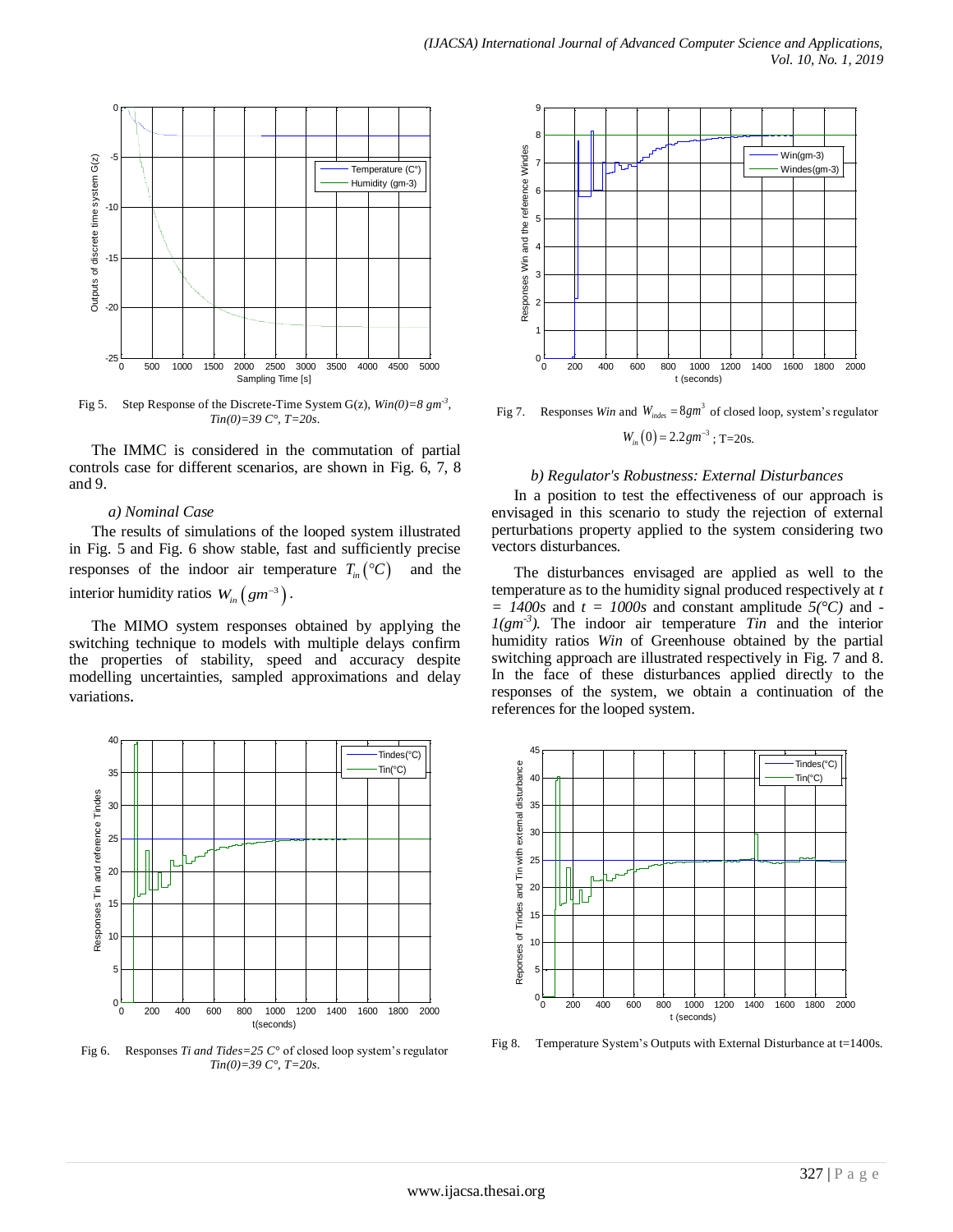Fig 5. Step Response of the Discrete-Time System G(z), $Win(0)=8\ gm^{-3}$, $Tin(0)=39\ C°$, $T=20s$.

The IMMC is considered in the commutation of partial controls case for different scenarios, are shown in Fig. 6, 7, 8 and 9.

*a) Nominal Case*

The results of simulations of the looped system illustrated in Fig. 5 and Fig. 6 show stable, fast and sufficiently precise responses of the indoor air temperature $T_{in}(°C)$ and the interior humidity ratios $W_{in}\left(gm^{-3}\right)$.

The MIMO system responses obtained by applying the switching technique to models with multiple delays confirm the properties of stability, speed and accuracy despite modelling uncertainties, sampled approximations and delay variations.

Fig 6. Responses *Ti and Tides=25 C°* of closed loop system's regulator *Tin(0)=39 C°, T=20s*.

Fig 7. Responses *Win* and $W_{indes}=8gm^{3}$ of closed loop, system's regulator $W_{in}(0)=2.2gm^{-3}$; T=20s.

*b) Regulator's Robustness: External Disturbances*

In a position to test the effectiveness of our approach is envisaged in this scenario to study the rejection of external perturbations property applied to the system considering two vectors disturbances.

The disturbances envisaged are applied as well to the temperature as to the humidity signal produced respectively at $t = 1400s$ and $t = 1000s$ and constant amplitude $5(°C)$ and $-1(gm^{-3})$. The indoor air temperature *Tin* and the interior humidity ratios *Win* of Greenhouse obtained by the partial switching approach are illustrated respectively in Fig. 7 and 8. In the face of these disturbances applied directly to the responses of the system, we obtain a continuation of the references for the looped system.

Fig 8. Temperature System's Outputs with External Disturbance at t=1400s.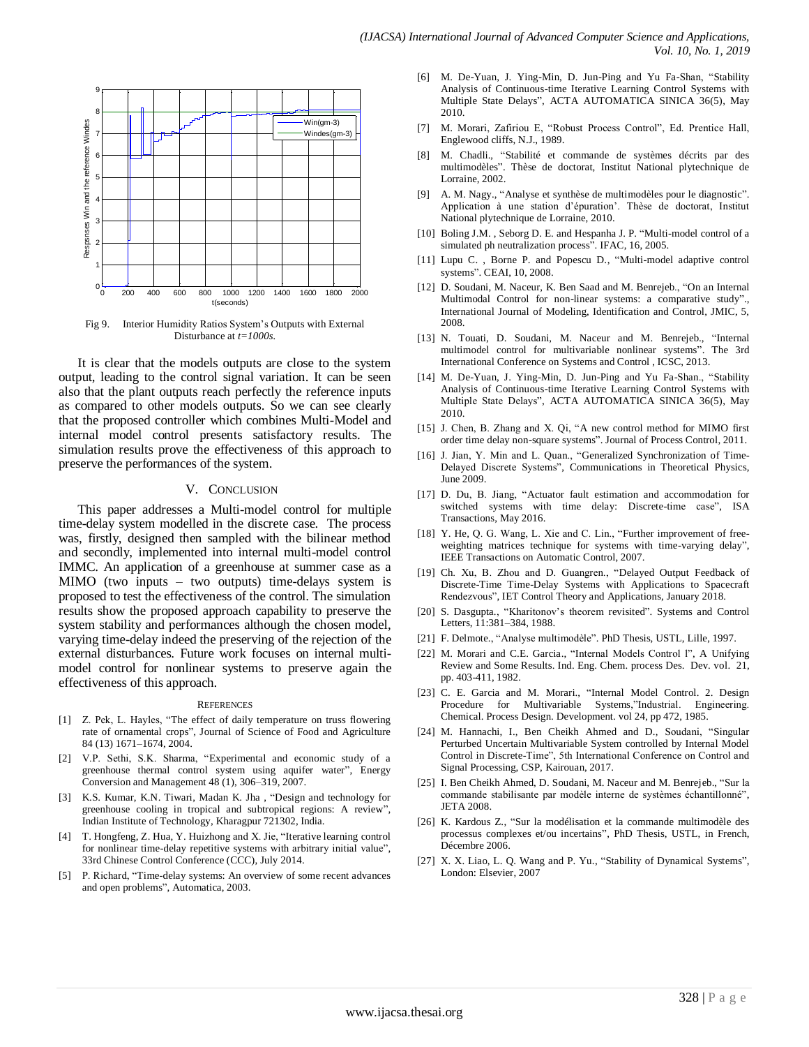9
8
7
6
5
4
3
2
1
0

Respsnses Win and the reference Windes

0 200 400 600 800 1000 1200 1400 1600 1800 2000

t(seconds)

Win(gm-3)
Windes(gm-3)

Fig 9. Interior Humidity Ratios System's Outputs with External Disturbance at *t=1000s*.

It is clear that the models outputs are close to the system output, leading to the control signal variation. It can be seen also that the plant outputs reach perfectly the reference inputs as compared to other models outputs. So we can see clearly that the proposed controller which combines Multi-Model and internal model control presents satisfactory results. The simulation results prove the effectiveness of this approach to preserve the performances of the system.

## V. Conclusion

This paper addresses a Multi-model control for multiple time-delay system modelled in the discrete case. The process was, firstly, designed then sampled with the bilinear method and secondly, implemented into internal multi-model control IMMC. An application of a greenhouse at summer case as a MIMO (two inputs – two outputs) time-delays system is proposed to test the effectiveness of the control. The simulation results show the proposed approach capability to preserve the system stability and performances although the chosen model, varying time-delay indeed the preserving of the rejection of the external disturbances. Future work focuses on internal multi-model control for nonlinear systems to preserve again the effectiveness of this approach.

## References

[1] Z. Pek, L. Hayles, "The effect of daily temperature on truss flowering rate of ornamental crops", Journal of Science of Food and Agriculture 84 (13) 1671–1674, 2004.

[2] V.P. Sethi, S.K. Sharma, "Experimental and economic study of a greenhouse thermal control system using aquifer water", Energy Conversion and Management 48 (1), 306–319, 2007.

[3] K.S. Kumar, K.N. Tiwari, Madan K. Jha , "Design and technology for greenhouse cooling in tropical and subtropical regions: A review", Indian Institute of Technology, Kharagpur 721302, India.

[4] T. Hongfeng, Z. Hua, Y. Huizhong and X. Jie, "Iterative learning control for nonlinear time-delay repetitive systems with arbitrary initial value", 33rd Chinese Control Conference (CCC), July 2014.

[5] P. Richard, "Time-delay systems: An overview of some recent advances and open problems", Automatica, 2003.

[6] M. De-Yuan, J. Ying-Min, D. Jun-Ping and Yu Fa-Shan, "Stability Analysis of Continuous-time Iterative Learning Control Systems with Multiple State Delays", ACTA AUTOMATICA SINICA 36(5), May 2010.

[7] M. Morari, Zafiriou E, "Robust Process Control", Ed. Prentice Hall, Englewood cliffs, N.J., 1989.

[8] M. Chadli., "Stabilité et commande de systèmes décrits par des multimodèles". Thèse de doctorat, Institut National plytechnique de Lorraine, 2002.

[9] A. M. Nagy., "Analyse et synthèse de multimodèles pour le diagnostic". Application à une station d'épuration'. Thèse de doctorat, Institut National plytechnique de Lorraine, 2010.

[10] Boling J.M. , Seborg D. E. and Hespanha J. P. "Multi-model control of a simulated ph neutralization process". IFAC, 16, 2005.

[11] Lupu C. , Borne P. and Popescu D., "Multi-model adaptive control systems". CEAI, 10, 2008.

[12] D. Soudani, M. Naceur, K. Ben Saad and M. Benrejeb., "On an Internal Multimodal Control for non-linear systems: a comparative study"., International Journal of Modeling, Identification and Control, JMIC, 5, 2008.

[13] N. Touati, D. Soudani, M. Naceur and M. Benrejeb., "Internal multimodel control for multivariable nonlinear systems". The 3rd International Conference on Systems and Control , ICSC, 2013.

[14] M. De-Yuan, J. Ying-Min, D. Jun-Ping and Yu Fa-Shan., "Stability Analysis of Continuous-time Iterative Learning Control Systems with Multiple State Delays", ACTA AUTOMATICA SINICA 36(5), May 2010.

[15] J. Chen, B. Zhang and X. Qi, "A new control method for MIMO first order time delay non-square systems". Journal of Process Control, 2011.

[16] J. Jian, Y. Min and L. Quan., "Generalized Synchronization of Time-Delayed Discrete Systems", Communications in Theoretical Physics, June 2009.

[17] D. Du, B. Jiang, "Actuator fault estimation and accommodation for switched systems with time delay: Discrete-time case", ISA Transactions, May 2016.

[18] Y. He, Q. G. Wang, L. Xie and C. Lin., "Further improvement of free-weighting matrices technique for systems with time-varying delay", IEEE Transactions on Automatic Control, 2007.

[19] Ch. Xu, B. Zhou and D. Guangren., "Delayed Output Feedback of Discrete-Time Time-Delay Systems with Applications to Spacecraft Rendezvous", IET Control Theory and Applications, January 2018.

[20] S. Dasgupta., "Kharitonov's theorem revisited". Systems and Control Letters, 11:381–384, 1988.

[21] F. Delmote., "Analyse multimodèle". PhD Thesis, USTL, Lille, 1997.

[22] M. Morari and C.E. Garcia., "Internal Models Control l", A Unifying Review and Some Results. Ind. Eng. Chem. process Des. Dev. vol. 21, pp. 403-411, 1982.

[23] C. E. Garcia and M. Morari., "Internal Model Control. 2. Design Procedure for Multivariable Systems,"Industrial. Engineering. Chemical. Process Design. Development. vol 24, pp 472, 1985.

[24] M. Hannachi, I., Ben Cheikh Ahmed and D., Soudani, "Singular Perturbed Uncertain Multivariable System controlled by Internal Model Control in Discrete-Time", 5th International Conference on Control and Signal Processing, CSP, Kairouan, 2017.

[25] I. Ben Cheikh Ahmed, D. Soudani, M. Naceur and M. Benrejeb., "Sur la commande stabilisante par modèle interne de systèmes échantillonné", JETA 2008.

[26] K. Kardous Z., "Sur la modélisation et la commande multimodèle des processus complexes et/ou incertains", PhD Thesis, USTL, in French, Décembre 2006.

[27] X. X. Liao, L. Q. Wang and P. Yu., "Stability of Dynamical Systems", London: Elsevier, 2007